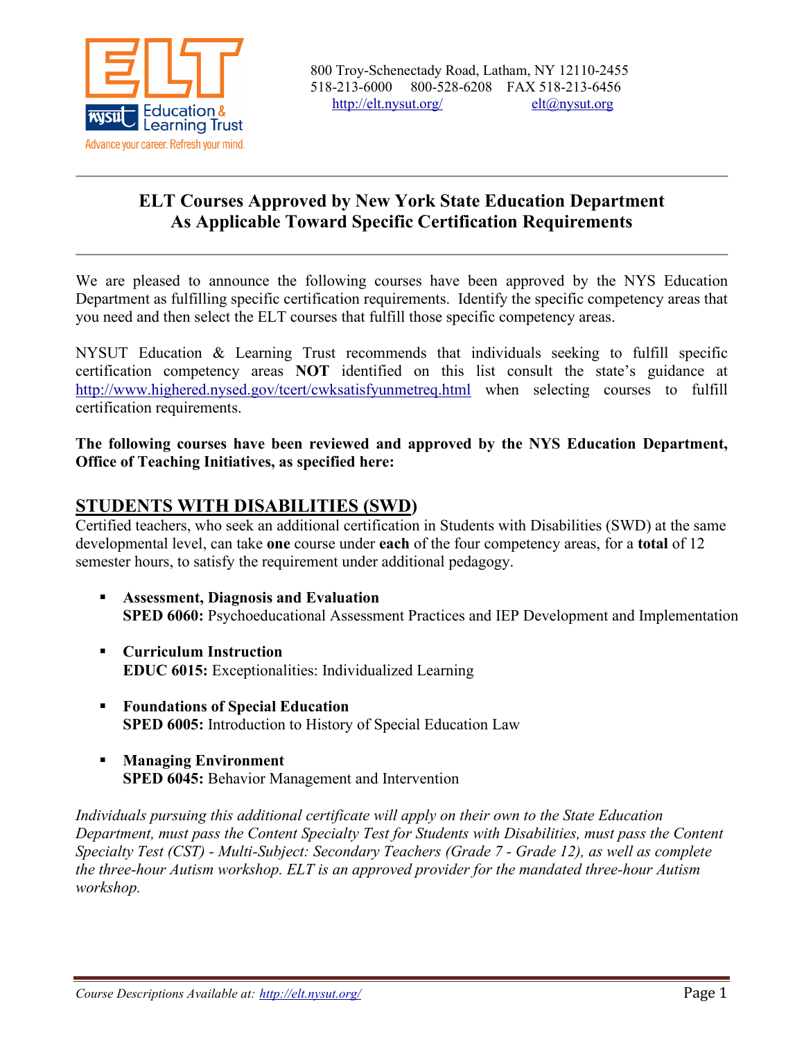800 Troy-Schenectady Road, Latham, NY 12110-2455
518-213-6000 800-528-6208 FAX 518-213-6456
http://elt.nysut.org/ elt@nysut.org

# ELT Courses Approved by New York State Education Department As Applicable Toward Specific Certification Requirements

We are pleased to announce the following courses have been approved by the NYS Education Department as fulfilling specific certification requirements. Identify the specific competency areas that you need and then select the ELT courses that fulfill those specific competency areas.

NYSUT Education & Learning Trust recommends that individuals seeking to fulfill specific certification competency areas **NOT** identified on this list consult the state's guidance at http://www.highered.nysed.gov/tcert/cwksatisfyunmetreq.html when selecting courses to fulfill certification requirements.

**The following courses have been reviewed and approved by the NYS Education Department, Office of Teaching Initiatives, as specified here:**

## STUDENTS WITH DISABILITIES (SWD)

Certified teachers, who seek an additional certification in Students with Disabilities (SWD) at the same developmental level, can take **one** course under **each** of the four competency areas, for a **total** of 12 semester hours, to satisfy the requirement under additional pedagogy.

- **Assessment, Diagnosis and Evaluation**
  **SPED 6060:** Psychoeducational Assessment Practices and IEP Development and Implementation
- **Curriculum Instruction**
  **EDUC 6015:** Exceptionalities: Individualized Learning
- **Foundations of Special Education**
  **SPED 6005:** Introduction to History of Special Education Law
- **Managing Environment**
  **SPED 6045:** Behavior Management and Intervention

*Individuals pursuing this additional certificate will apply on their own to the State Education Department, must pass the Content Specialty Test for Students with Disabilities, must pass the Content Specialty Test (CST) - Multi-Subject: Secondary Teachers (Grade 7 - Grade 12), as well as complete the three-hour Autism workshop. ELT is an approved provider for the mandated three-hour Autism workshop.*

*Course Descriptions Available at: http://elt.nysut.org/*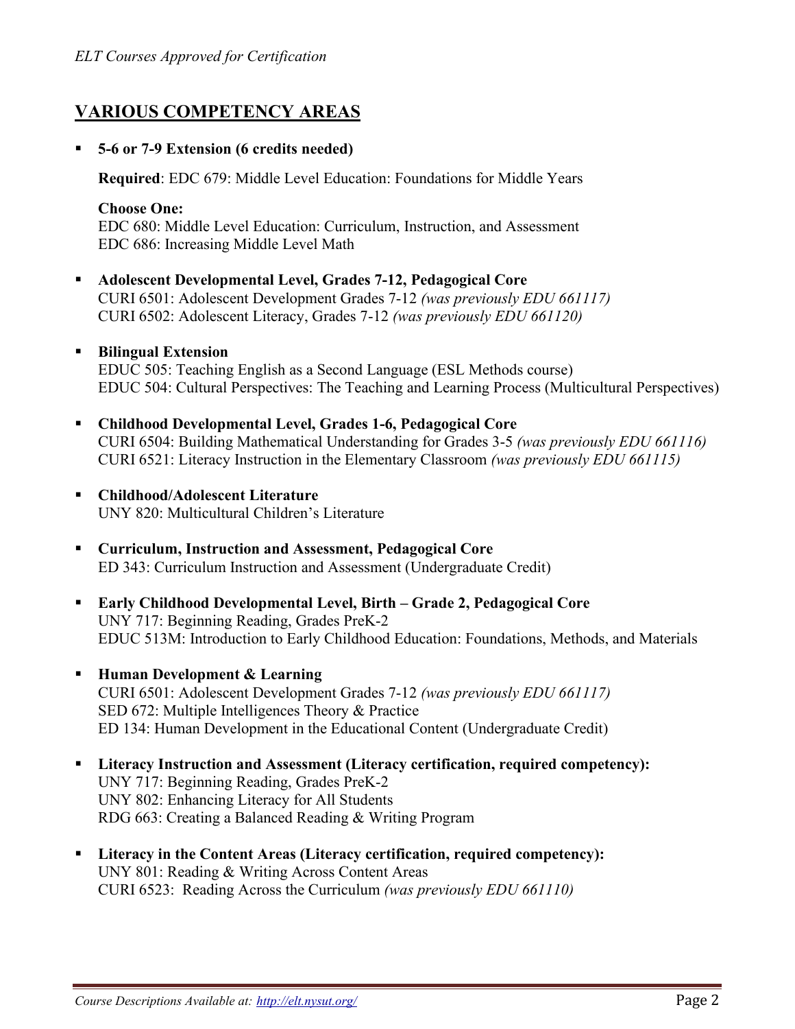## VARIOUS COMPETENCY AREAS

- **5-6 or 7-9 Extension (6 credits needed)**

  **Required**: EDC 679: Middle Level Education: Foundations for Middle Years

  **Choose One:**
  EDC 680: Middle Level Education: Curriculum, Instruction, and Assessment
  EDC 686: Increasing Middle Level Math

- **Adolescent Developmental Level, Grades 7-12, Pedagogical Core**
  CURI 6501: Adolescent Development Grades 7-12 *(was previously EDU 661117)*
  CURI 6502: Adolescent Literacy, Grades 7-12 *(was previously EDU 661120)*

- **Bilingual Extension**
  EDUC 505: Teaching English as a Second Language (ESL Methods course)
  EDUC 504: Cultural Perspectives: The Teaching and Learning Process (Multicultural Perspectives)

- **Childhood Developmental Level, Grades 1-6, Pedagogical Core**
  CURI 6504: Building Mathematical Understanding for Grades 3-5 *(was previously EDU 661116)*
  CURI 6521: Literacy Instruction in the Elementary Classroom *(was previously EDU 661115)*

- **Childhood/Adolescent Literature**
  UNY 820: Multicultural Children's Literature

- **Curriculum, Instruction and Assessment, Pedagogical Core**
  ED 343: Curriculum Instruction and Assessment (Undergraduate Credit)

- **Early Childhood Developmental Level, Birth – Grade 2, Pedagogical Core**
  UNY 717: Beginning Reading, Grades PreK-2
  EDUC 513M: Introduction to Early Childhood Education: Foundations, Methods, and Materials

- **Human Development & Learning**
  CURI 6501: Adolescent Development Grades 7-12 *(was previously EDU 661117)*
  SED 672: Multiple Intelligences Theory & Practice
  ED 134: Human Development in the Educational Content (Undergraduate Credit)

- **Literacy Instruction and Assessment (Literacy certification, required competency):**
  UNY 717: Beginning Reading, Grades PreK-2
  UNY 802: Enhancing Literacy for All Students
  RDG 663: Creating a Balanced Reading & Writing Program

- **Literacy in the Content Areas (Literacy certification, required competency):**
  UNY 801: Reading & Writing Across Content Areas
  CURI 6523: Reading Across the Curriculum *(was previously EDU 661110)*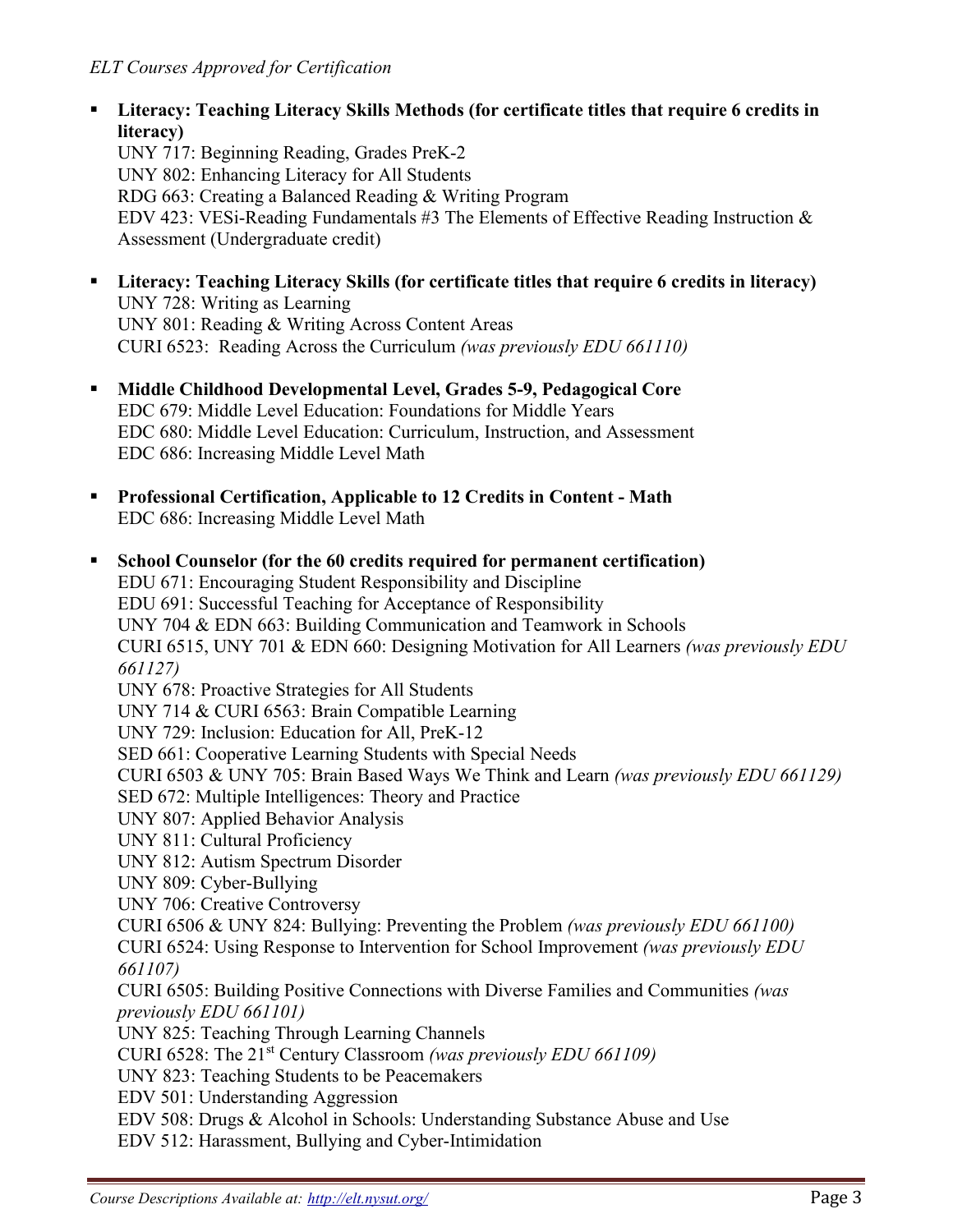- **Literacy: Teaching Literacy Skills Methods (for certificate titles that require 6 credits in literacy)**
  UNY 717: Beginning Reading, Grades PreK-2
  UNY 802: Enhancing Literacy for All Students
  RDG 663: Creating a Balanced Reading & Writing Program
  EDV 423: VESi-Reading Fundamentals #3 The Elements of Effective Reading Instruction & Assessment (Undergraduate credit)

- **Literacy: Teaching Literacy Skills (for certificate titles that require 6 credits in literacy)**
  UNY 728: Writing as Learning
  UNY 801: Reading & Writing Across Content Areas
  CURI 6523: Reading Across the Curriculum *(was previously EDU 661110)*

- **Middle Childhood Developmental Level, Grades 5-9, Pedagogical Core**
  EDC 679: Middle Level Education: Foundations for Middle Years
  EDC 680: Middle Level Education: Curriculum, Instruction, and Assessment
  EDC 686: Increasing Middle Level Math

- **Professional Certification, Applicable to 12 Credits in Content - Math**
  EDC 686: Increasing Middle Level Math

- **School Counselor (for the 60 credits required for permanent certification)**
  EDU 671: Encouraging Student Responsibility and Discipline
  EDU 691: Successful Teaching for Acceptance of Responsibility
  UNY 704 & EDN 663: Building Communication and Teamwork in Schools
  CURI 6515, UNY 701 & EDN 660: Designing Motivation for All Learners *(was previously EDU 661127)*
  UNY 678: Proactive Strategies for All Students
  UNY 714 & CURI 6563: Brain Compatible Learning
  UNY 729: Inclusion: Education for All, PreK-12
  SED 661: Cooperative Learning Students with Special Needs
  CURI 6503 & UNY 705: Brain Based Ways We Think and Learn *(was previously EDU 661129)*
  SED 672: Multiple Intelligences: Theory and Practice
  UNY 807: Applied Behavior Analysis
  UNY 811: Cultural Proficiency
  UNY 812: Autism Spectrum Disorder
  UNY 809: Cyber-Bullying
  UNY 706: Creative Controversy
  CURI 6506 & UNY 824: Bullying: Preventing the Problem *(was previously EDU 661100)*
  CURI 6524: Using Response to Intervention for School Improvement *(was previously EDU 661107)*
  CURI 6505: Building Positive Connections with Diverse Families and Communities *(was previously EDU 661101)*
  UNY 825: Teaching Through Learning Channels
  CURI 6528: The 21st Century Classroom *(was previously EDU 661109)*
  UNY 823: Teaching Students to be Peacemakers
  EDV 501: Understanding Aggression
  EDV 508: Drugs & Alcohol in Schools: Understanding Substance Abuse and Use
  EDV 512: Harassment, Bullying and Cyber-Intimidation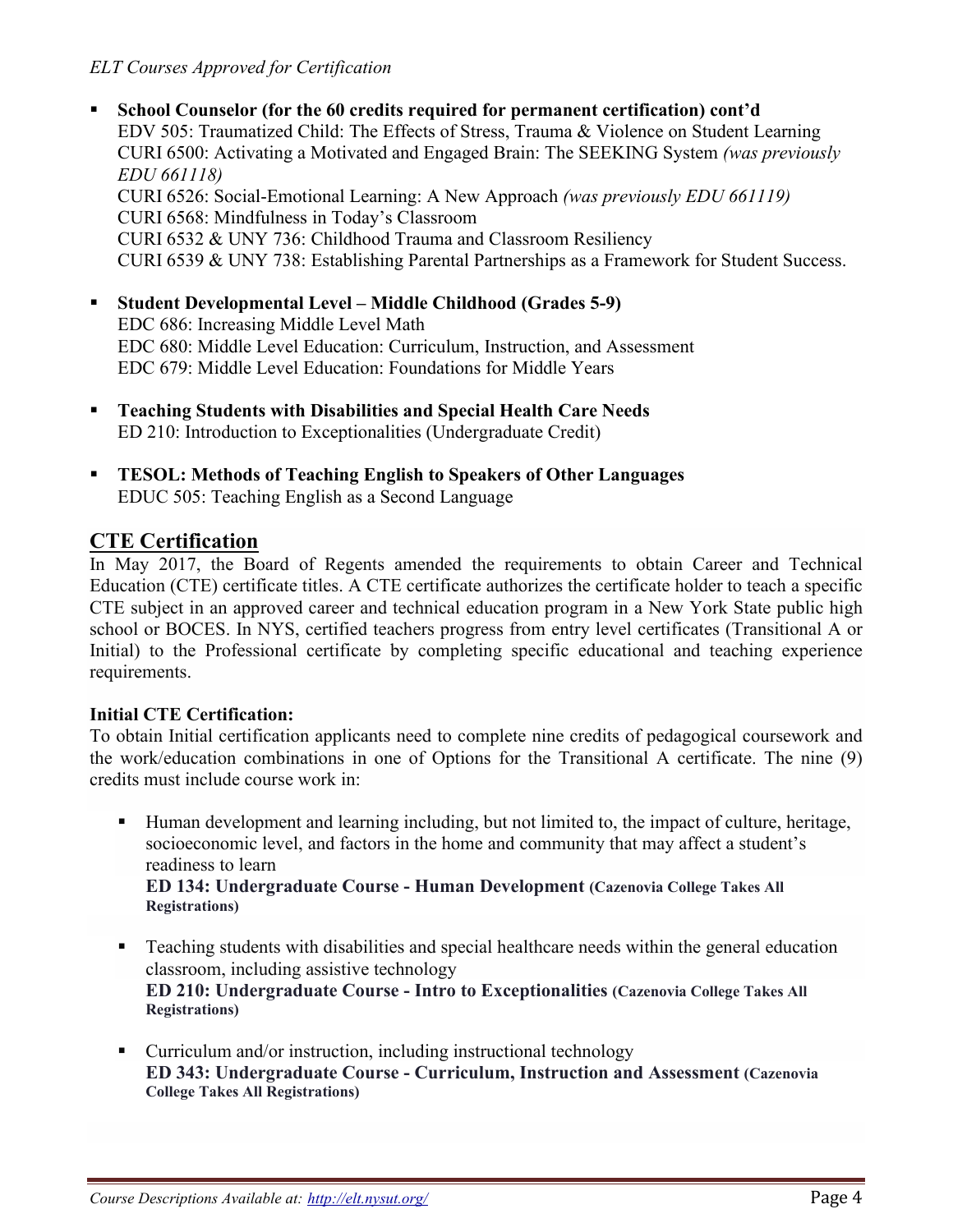- **School Counselor (for the 60 credits required for permanent certification) cont'd**
  EDV 505: Traumatized Child: The Effects of Stress, Trauma & Violence on Student Learning
  CURI 6500: Activating a Motivated and Engaged Brain: The SEEKING System *(was previously EDU 661118)*
  CURI 6526: Social-Emotional Learning: A New Approach *(was previously EDU 661119)*
  CURI 6568: Mindfulness in Today's Classroom
  CURI 6532 & UNY 736: Childhood Trauma and Classroom Resiliency
  CURI 6539 & UNY 738: Establishing Parental Partnerships as a Framework for Student Success.

- **Student Developmental Level – Middle Childhood (Grades 5-9)**
  EDC 686: Increasing Middle Level Math
  EDC 680: Middle Level Education: Curriculum, Instruction, and Assessment
  EDC 679: Middle Level Education: Foundations for Middle Years

- **Teaching Students with Disabilities and Special Health Care Needs**
  ED 210: Introduction to Exceptionalities (Undergraduate Credit)

- **TESOL: Methods of Teaching English to Speakers of Other Languages**
  EDUC 505: Teaching English as a Second Language

## CTE Certification

In May 2017, the Board of Regents amended the requirements to obtain Career and Technical Education (CTE) certificate titles. A CTE certificate authorizes the certificate holder to teach a specific CTE subject in an approved career and technical education program in a New York State public high school or BOCES. In NYS, certified teachers progress from entry level certificates (Transitional A or Initial) to the Professional certificate by completing specific educational and teaching experience requirements.

**Initial CTE Certification:**

To obtain Initial certification applicants need to complete nine credits of pedagogical coursework and the work/education combinations in one of Options for the Transitional A certificate. The nine (9) credits must include course work in:

- Human development and learning including, but not limited to, the impact of culture, heritage, socioeconomic level, and factors in the home and community that may affect a student's readiness to learn
  **ED 134: Undergraduate Course - Human Development (Cazenovia College Takes All Registrations)**

- Teaching students with disabilities and special healthcare needs within the general education classroom, including assistive technology
  **ED 210: Undergraduate Course - Intro to Exceptionalities (Cazenovia College Takes All Registrations)**

- Curriculum and/or instruction, including instructional technology
  **ED 343: Undergraduate Course - Curriculum, Instruction and Assessment (Cazenovia College Takes All Registrations)**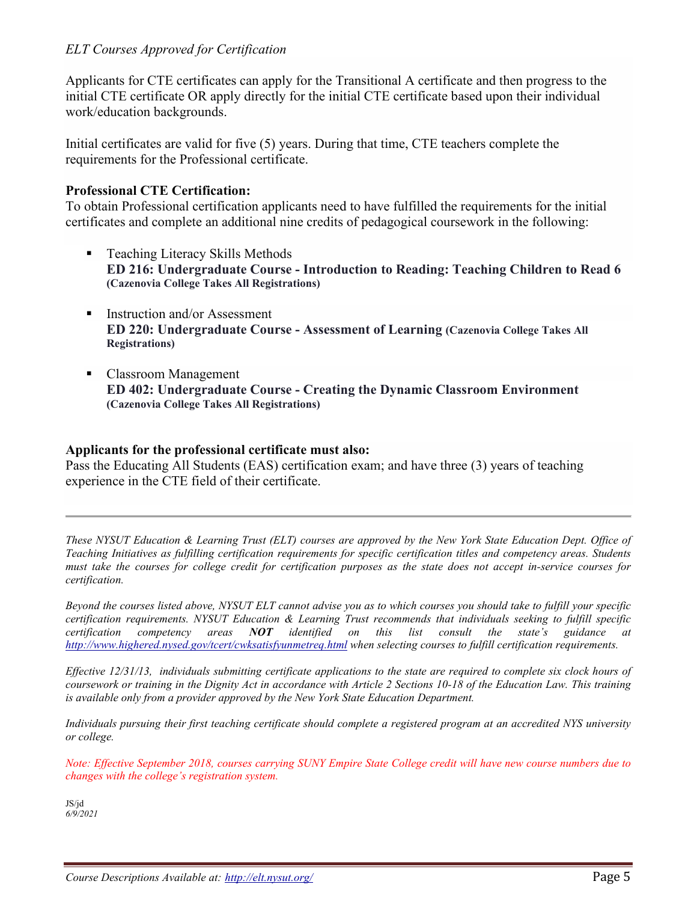*ELT Courses Approved for Certification*

Applicants for CTE certificates can apply for the Transitional A certificate and then progress to the initial CTE certificate OR apply directly for the initial CTE certificate based upon their individual work/education backgrounds.

Initial certificates are valid for five (5) years. During that time, CTE teachers complete the requirements for the Professional certificate.

**Professional CTE Certification:**
To obtain Professional certification applicants need to have fulfilled the requirements for the initial certificates and complete an additional nine credits of pedagogical coursework in the following:

- Teaching Literacy Skills Methods
  **ED 216: Undergraduate Course - Introduction to Reading: Teaching Children to Read 6**
  **(Cazenovia College Takes All Registrations)**

- Instruction and/or Assessment
  **ED 220: Undergraduate Course - Assessment of Learning (Cazenovia College Takes All Registrations)**

- Classroom Management
  **ED 402: Undergraduate Course - Creating the Dynamic Classroom Environment**
  **(Cazenovia College Takes All Registrations)**

**Applicants for the professional certificate must also:**
Pass the Educating All Students (EAS) certification exam; and have three (3) years of teaching experience in the CTE field of their certificate.

---

*These NYSUT Education & Learning Trust (ELT) courses are approved by the New York State Education Dept. Office of Teaching Initiatives as fulfilling certification requirements for specific certification titles and competency areas. Students must take the courses for college credit for certification purposes as the state does not accept in-service courses for certification.*

*Beyond the courses listed above, NYSUT ELT cannot advise you as to which courses you should take to fulfill your specific certification requirements. NYSUT Education & Learning Trust recommends that individuals seeking to fulfill specific certification competency areas* ***NOT*** *identified on this list consult the state's guidance at [http://www.highered.nysed.gov/tcert/cwksatisfyunmetreq.html](http://www.highered.nysed.gov/tcert/cwksatisfyunmetreq.html) when selecting courses to fulfill certification requirements.*

*Effective 12/31/13, individuals submitting certificate applications to the state are required to complete six clock hours of coursework or training in the Dignity Act in accordance with Article 2 Sections 10-18 of the Education Law. This training is available only from a provider approved by the New York State Education Department.*

*Individuals pursuing their first teaching certificate should complete a registered program at an accredited NYS university or college.*

*Note: Effective September 2018, courses carrying SUNY Empire State College credit will have new course numbers due to changes with the college's registration system.*

JS/jd
*6/9/2021*

*Course Descriptions Available at: [http://elt.nysut.org/](http://elt.nysut.org/)*